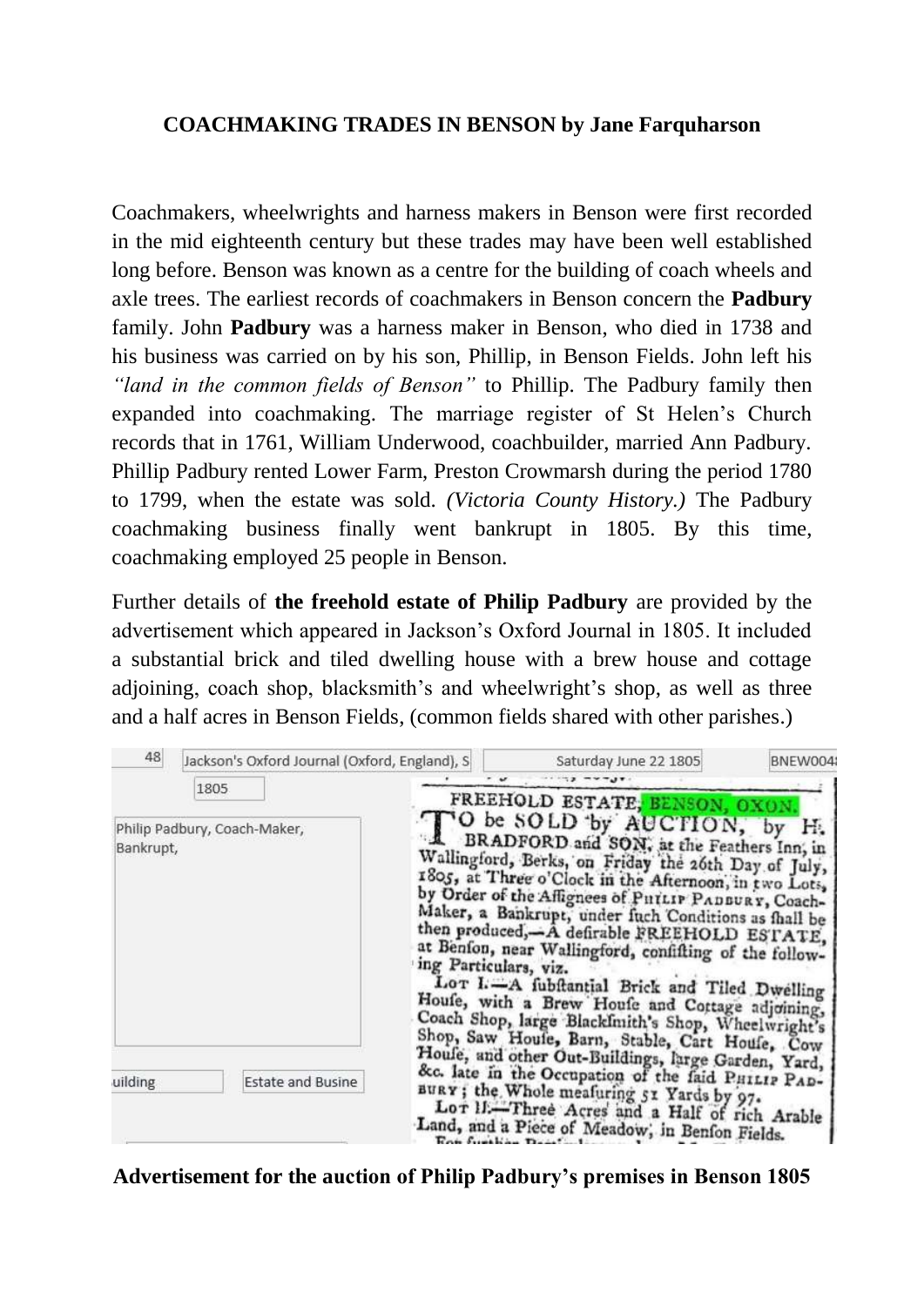**COACHMAKING TRADES IN BENSON by Jane Farquharson**

Coachmakers, wheelwrights and harness makers in Benson were first recorded in the mid eighteenth century but these trades may have been well established long before. Benson was known as a centre for the building of coach wheels and axle trees. The earliest records of coachmakers in Benson concern the **Padbury** family. John **Padbury** was a harness maker in Benson, who died in 1738 and his business was carried on by his son, Phillip, in Benson Fields. John left his *"land in the common fields of Benson"* to Phillip. The Padbury family then expanded into coachmaking. The marriage register of St Helen's Church records that in 1761, William Underwood, coachbuilder, married Ann Padbury. Phillip Padbury rented Lower Farm, Preston Crowmarsh during the period 1780 to 1799, when the estate was sold. *(Victoria County History.)* The Padbury coachmaking business finally went bankrupt in 1805. By this time, coachmaking employed 25 people in Benson.

Further details of **the freehold estate of Philip Padbury** are provided by the advertisement which appeared in Jackson's Oxford Journal in 1805. It included a substantial brick and tiled dwelling house with a brew house and cottage adjoining, coach shop, blacksmith's and wheelwright's shop, as well as three and a half acres in Benson Fields, (common fields shared with other parishes.)

48 | Jackson's Oxford Journal (Oxford, England), S | Saturday June 22 1805 | BNEW004

1805

Philip Padbury, Coach-Maker, Bankrupt,

uilding | Estate and Busine

> FREEHOLD ESTATE, BENSON, OXON.
>
> TO be SOLD by AUCTION, by H. BRADFORD and SON, at the Feathers Inn, in Wallingford, Berks, on Friday the 26th Day of July, 1805, at Three o'Clock in the Afternoon, in two Lots, by Order of the Affignees of PHILIP PADBURY, Coach-Maker, a Bankrupt, under fuch Conditions as fhall be then produced,—A defirable FREEHOLD ESTATE, at Benfon, near Wallingford, confifting of the following Particulars, viz.
>
> LOT I.—A fubftantial Brick and Tiled Dwelling Houfe, with a Brew Houfe and Cottage adjoining, Coach Shop, large Blackfmith's Shop, Wheelwright's Shop, Saw Houfe, Barn, Stable, Cart Houfe, Cow Houfe, and other Out-Buildings, large Garden, Yard, &c. late in the Occupation of the faid PHILIP PADBURY; the Whole meafuring 51 Yards by 97.
>
> LOT II.—Three Acres and a Half of rich Arable Land, and a Piece of Meadow, in Benfon Fields.

**Advertisement for the auction of Philip Padbury's premises in Benson 1805**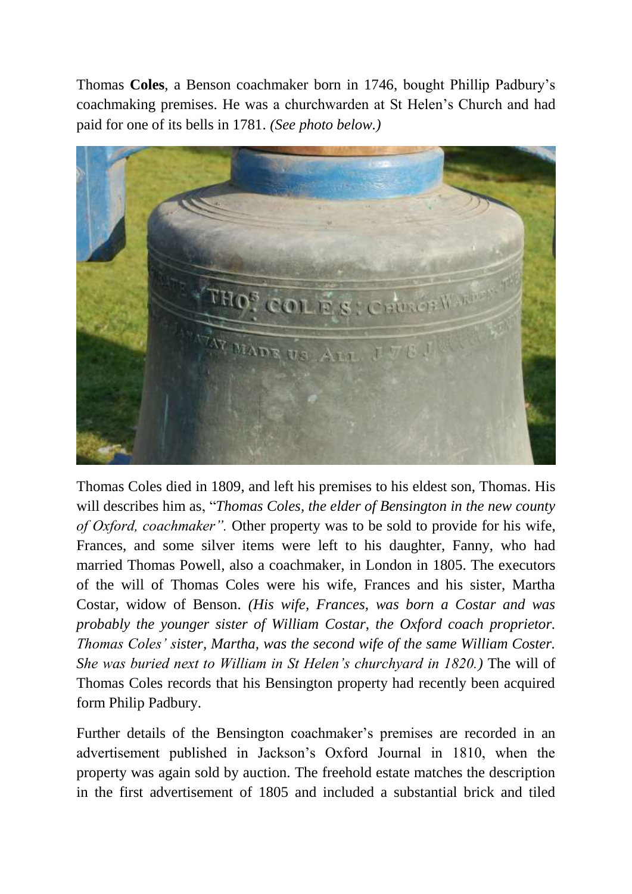Thomas **Coles**, a Benson coachmaker born in 1746, bought Phillip Padbury's coachmaking premises. He was a churchwarden at St Helen's Church and had paid for one of its bells in 1781. *(See photo below.)*

Thomas Coles died in 1809, and left his premises to his eldest son, Thomas. His will describes him as, "*Thomas Coles, the elder of Bensington in the new county of Oxford, coachmaker".* Other property was to be sold to provide for his wife, Frances, and some silver items were left to his daughter, Fanny, who had married Thomas Powell, also a coachmaker, in London in 1805. The executors of the will of Thomas Coles were his wife, Frances and his sister, Martha Costar, widow of Benson. *(His wife, Frances, was born a Costar and was probably the younger sister of William Costar, the Oxford coach proprietor. Thomas Coles' sister, Martha, was the second wife of the same William Coster. She was buried next to William in St Helen's churchyard in 1820.)* The will of Thomas Coles records that his Bensington property had recently been acquired form Philip Padbury.

Further details of the Bensington coachmaker's premises are recorded in an advertisement published in Jackson's Oxford Journal in 1810, when the property was again sold by auction. The freehold estate matches the description in the first advertisement of 1805 and included a substantial brick and tiled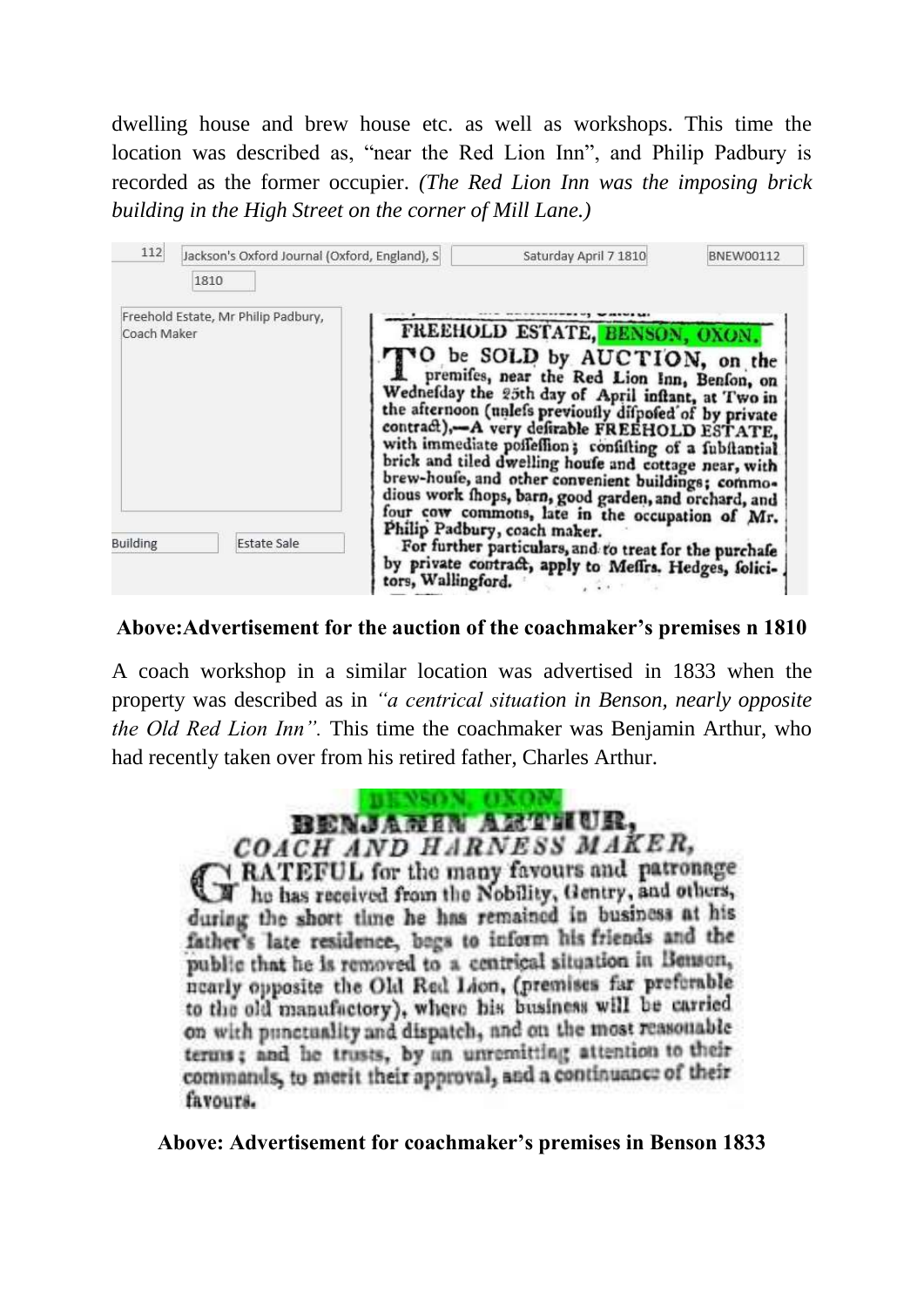dwelling house and brew house etc. as well as workshops. This time the location was described as, "near the Red Lion Inn", and Philip Padbury is recorded as the former occupier. *(The Red Lion Inn was the imposing brick building in the High Street on the corner of Mill Lane.)*

| 112 | Jackson's Oxford Journal (Oxford, England), S | Saturday April 7 1810 | BNEW00112 |
|---|---|---|---|
| | 1810 | | |

Freehold Estate, Mr Philip Padbury, Coach Maker

Building | Estate Sale

FREEHOLD ESTATE, BENSON, OXON.

TO be SOLD by AUCTION, on the premifes, near the Red Lion Inn, Benfon, on Wednefday the 25th day of April inftant, at Two in the afternoon (unlefs previoufly difpofed of by private contract),—A very defirable FREEHOLD ESTATE, with immediate poffeffion; confifting of a fubftantial brick and tiled dwelling houfe and cottage near, with brew-houfe, and other convenient buildings; commodious work fhops, barn, good garden, and orchard, and four cow commons, late in the occupation of Mr. Philip Padbury, coach maker.

For further particulars, and to treat for the purchafe by private contract, apply to Meffrs. Hedges, folicitors, Wallingford.

**Above:Advertisement for the auction of the coachmaker's premises n 1810**

A coach workshop in a similar location was advertised in 1833 when the property was described as in *"a centrical situation in Benson, nearly opposite the Old Red Lion Inn".* This time the coachmaker was Benjamin Arthur, who had recently taken over from his retired father, Charles Arthur.

BENSON, OXON.

BENJAMIN ARTHUR,

*COACH AND HARNESS MAKER,*

GRATEFUL for the many favours and patronage he has received from the Nobility, Gentry, and others, during the short time he has remained in business at his father's late residence, begs to inform his friends and the public that he is removed to a centrical situation in Benson, nearly opposite the Old Red Lion, (premises far preferable to the old manufactory), where his business will be carried on with punctuality and dispatch, and on the most reasonable terms; and he trusts, by an unremitting attention to their commands, to merit their approval, and a continuance of their favours.

**Above: Advertisement for coachmaker's premises in Benson 1833**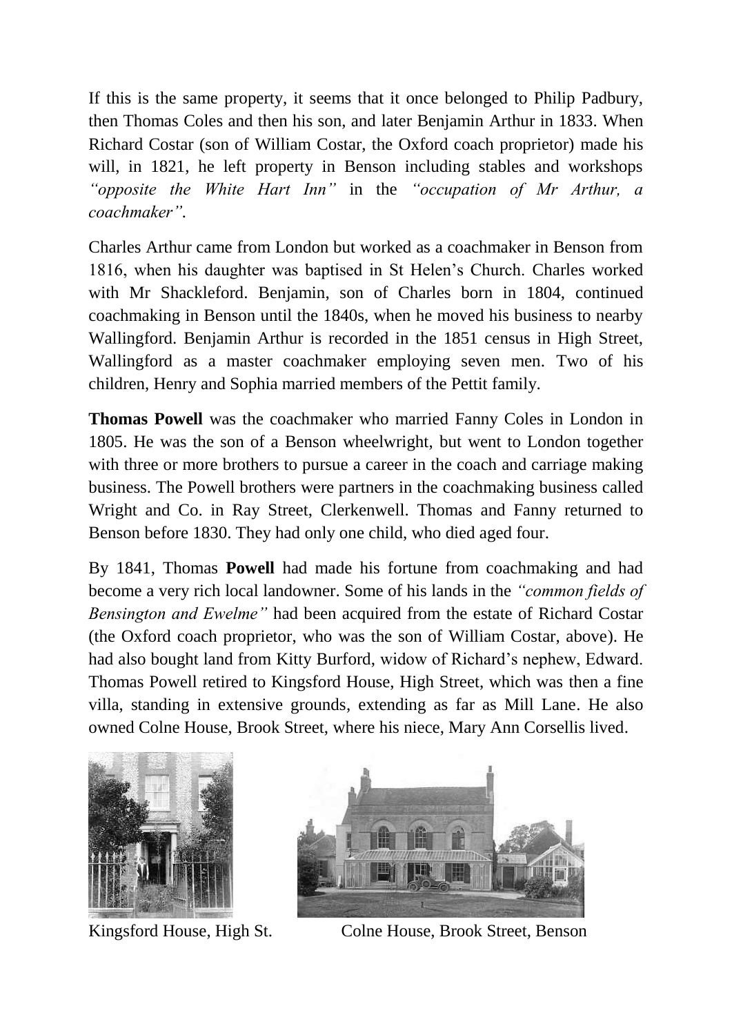If this is the same property, it seems that it once belonged to Philip Padbury, then Thomas Coles and then his son, and later Benjamin Arthur in 1833. When Richard Costar (son of William Costar, the Oxford coach proprietor) made his will, in 1821, he left property in Benson including stables and workshops *"opposite the White Hart Inn"* in the *"occupation of Mr Arthur, a coachmaker"*.

Charles Arthur came from London but worked as a coachmaker in Benson from 1816, when his daughter was baptised in St Helen's Church. Charles worked with Mr Shackleford. Benjamin, son of Charles born in 1804, continued coachmaking in Benson until the 1840s, when he moved his business to nearby Wallingford. Benjamin Arthur is recorded in the 1851 census in High Street, Wallingford as a master coachmaker employing seven men. Two of his children, Henry and Sophia married members of the Pettit family.

**Thomas Powell** was the coachmaker who married Fanny Coles in London in 1805. He was the son of a Benson wheelwright, but went to London together with three or more brothers to pursue a career in the coach and carriage making business. The Powell brothers were partners in the coachmaking business called Wright and Co. in Ray Street, Clerkenwell. Thomas and Fanny returned to Benson before 1830. They had only one child, who died aged four.

By 1841, Thomas **Powell** had made his fortune from coachmaking and had become a very rich local landowner. Some of his lands in the *"common fields of Bensington and Ewelme"* had been acquired from the estate of Richard Costar (the Oxford coach proprietor, who was the son of William Costar, above). He had also bought land from Kitty Burford, widow of Richard's nephew, Edward. Thomas Powell retired to Kingsford House, High Street, which was then a fine villa, standing in extensive grounds, extending as far as Mill Lane. He also owned Colne House, Brook Street, where his niece, Mary Ann Corsellis lived.

Kingsford House, High St.

Colne House, Brook Street, Benson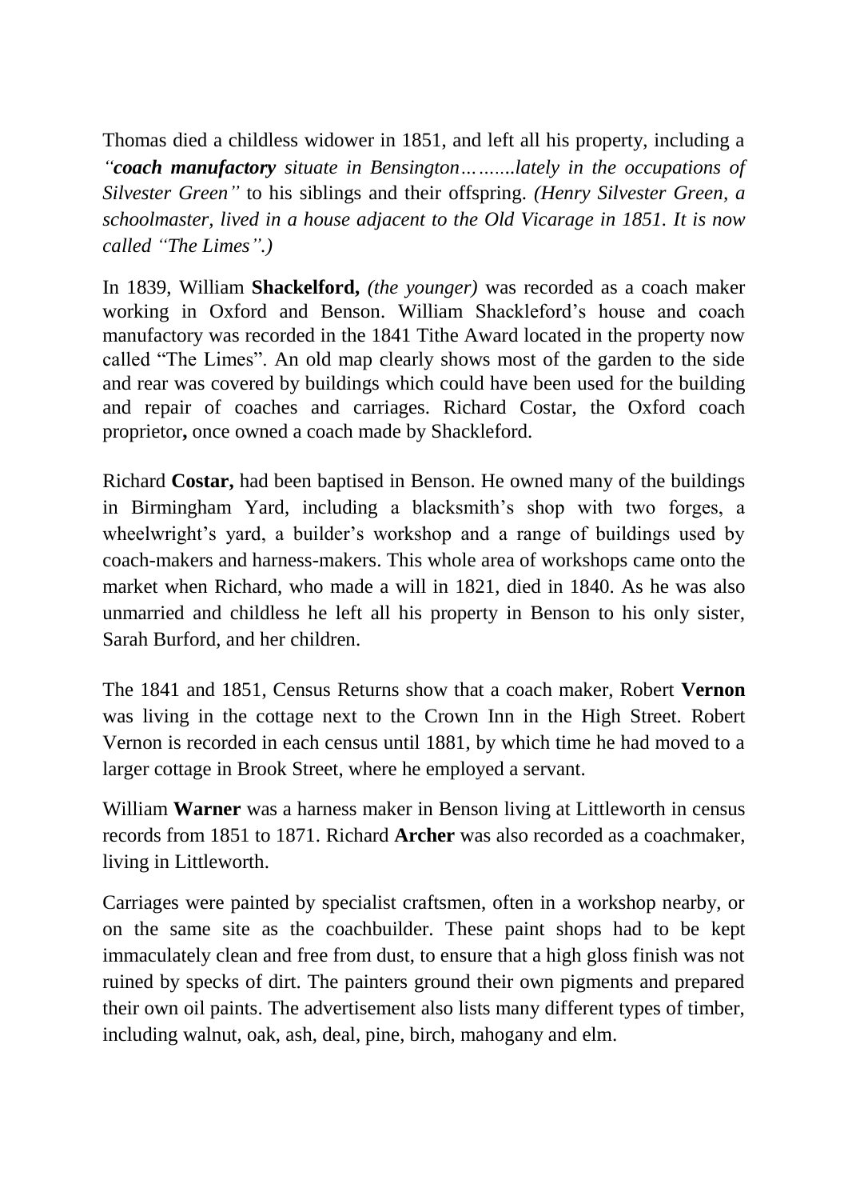Thomas died a childless widower in 1851, and left all his property, including a *"**coach manufactory** situate in Bensington……....lately in the occupations of Silvester Green"* to his siblings and their offspring. *(Henry Silvester Green, a schoolmaster, lived in a house adjacent to the Old Vicarage in 1851. It is now called "The Limes".)*

In 1839, William **Shackelford,** *(the younger)* was recorded as a coach maker working in Oxford and Benson. William Shackleford's house and coach manufactory was recorded in the 1841 Tithe Award located in the property now called "The Limes". An old map clearly shows most of the garden to the side and rear was covered by buildings which could have been used for the building and repair of coaches and carriages. Richard Costar, the Oxford coach proprietor**,** once owned a coach made by Shackleford.

Richard **Costar,** had been baptised in Benson. He owned many of the buildings in Birmingham Yard, including a blacksmith's shop with two forges, a wheelwright's yard, a builder's workshop and a range of buildings used by coach-makers and harness-makers. This whole area of workshops came onto the market when Richard, who made a will in 1821, died in 1840. As he was also unmarried and childless he left all his property in Benson to his only sister, Sarah Burford, and her children.

The 1841 and 1851, Census Returns show that a coach maker, Robert **Vernon** was living in the cottage next to the Crown Inn in the High Street. Robert Vernon is recorded in each census until 1881, by which time he had moved to a larger cottage in Brook Street, where he employed a servant.

William **Warner** was a harness maker in Benson living at Littleworth in census records from 1851 to 1871. Richard **Archer** was also recorded as a coachmaker, living in Littleworth.

Carriages were painted by specialist craftsmen, often in a workshop nearby, or on the same site as the coachbuilder. These paint shops had to be kept immaculately clean and free from dust, to ensure that a high gloss finish was not ruined by specks of dirt. The painters ground their own pigments and prepared their own oil paints. The advertisement also lists many different types of timber, including walnut, oak, ash, deal, pine, birch, mahogany and elm.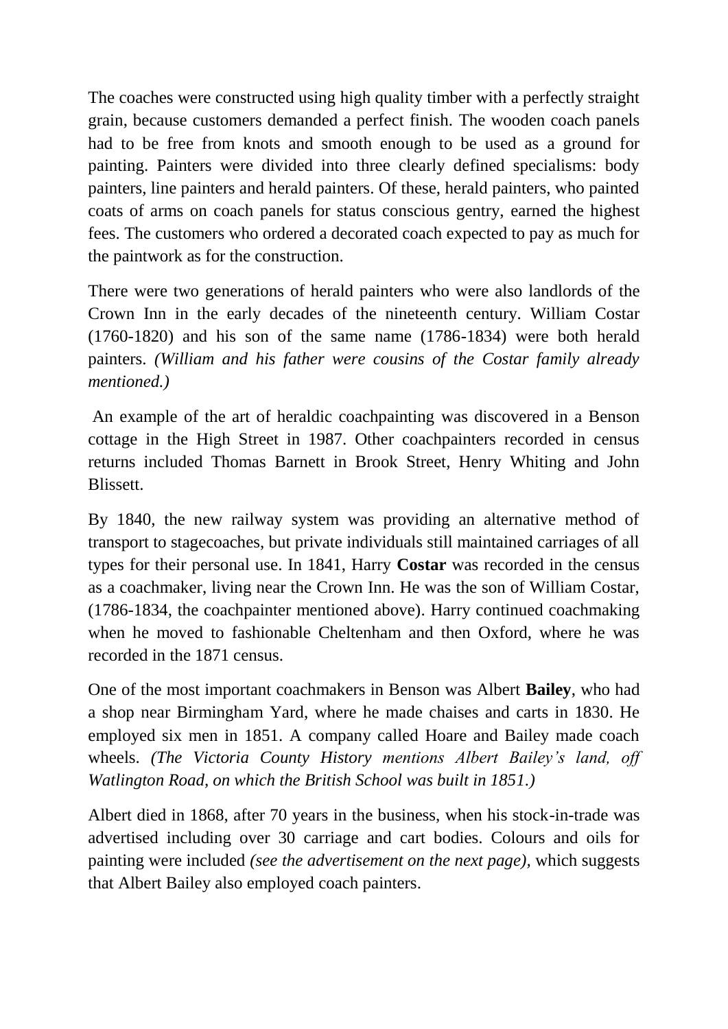The coaches were constructed using high quality timber with a perfectly straight grain, because customers demanded a perfect finish. The wooden coach panels had to be free from knots and smooth enough to be used as a ground for painting. Painters were divided into three clearly defined specialisms: body painters, line painters and herald painters. Of these, herald painters, who painted coats of arms on coach panels for status conscious gentry, earned the highest fees. The customers who ordered a decorated coach expected to pay as much for the paintwork as for the construction.

There were two generations of herald painters who were also landlords of the Crown Inn in the early decades of the nineteenth century. William Costar (1760-1820) and his son of the same name (1786-1834) were both herald painters. *(William and his father were cousins of the Costar family already mentioned.)*

An example of the art of heraldic coachpainting was discovered in a Benson cottage in the High Street in 1987. Other coachpainters recorded in census returns included Thomas Barnett in Brook Street, Henry Whiting and John Blissett.

By 1840, the new railway system was providing an alternative method of transport to stagecoaches, but private individuals still maintained carriages of all types for their personal use. In 1841, Harry **Costar** was recorded in the census as a coachmaker, living near the Crown Inn. He was the son of William Costar, (1786-1834, the coachpainter mentioned above). Harry continued coachmaking when he moved to fashionable Cheltenham and then Oxford, where he was recorded in the 1871 census.

One of the most important coachmakers in Benson was Albert **Bailey**, who had a shop near Birmingham Yard, where he made chaises and carts in 1830. He employed six men in 1851. A company called Hoare and Bailey made coach wheels. *(The Victoria County History mentions Albert Bailey's land, off Watlington Road, on which the British School was built in 1851.)*

Albert died in 1868, after 70 years in the business, when his stock-in-trade was advertised including over 30 carriage and cart bodies. Colours and oils for painting were included *(see the advertisement on the next page)*, which suggests that Albert Bailey also employed coach painters.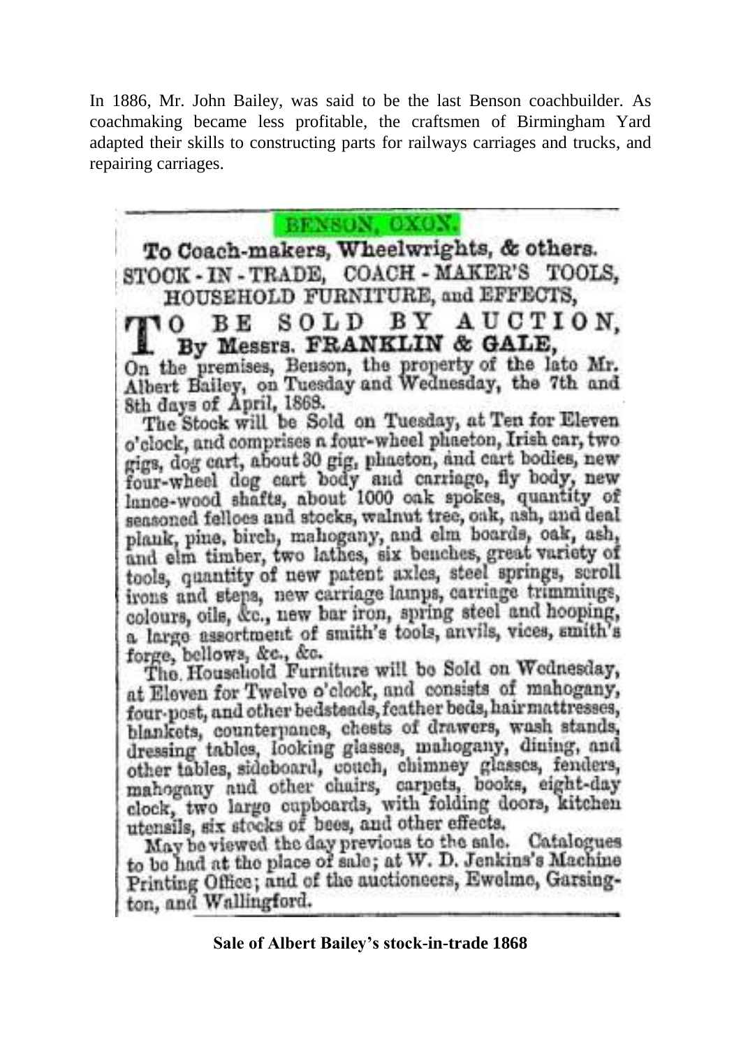In 1886, Mr. John Bailey, was said to be the last Benson coachbuilder. As coachmaking became less profitable, the craftsmen of Birmingham Yard adapted their skills to constructing parts for railways carriages and trucks, and repairing carriages.

BENSON, OXON.

**To Coach-makers, Wheelwrights, & others.**

STOCK-IN-TRADE, COACH-MAKER'S TOOLS, HOUSEHOLD FURNITURE, and EFFECTS,

**TO BE SOLD BY AUCTION,**

**By Messrs. FRANKLIN & GALE,**

On the premises, Benson, the property of the late Mr. Albert Bailey, on Tuesday and Wednesday, the 7th and 8th days of April, 1868.

The Stock will be Sold on Tuesday, at Ten for Eleven o'clock, and comprises a four-wheel phaeton, Irish car, two gigs, dog cart, about 30 gig, phaeton, and cart bodies, new four-wheel dog cart body and carriage, fly body, new lance-wood shafts, about 1000 oak spokes, quantity of seasoned felloes and stocks, walnut tree, oak, ash, and deal plank, pine, birch, mahogany, and elm boards, oak, ash, and elm timber, two lathes, six benches, great variety of tools, quantity of new patent axles, steel springs, scroll irons and steps, new carriage lamps, carriage trimmings, colours, oils, &c., new bar iron, spring steel and hooping, a large assortment of smith's tools, anvils, vices, smith's forge, bellows, &c., &c.

The Household Furniture will be Sold on Wednesday, at Eleven for Twelve o'clock, and consists of mahogany, four-post, and other bedsteads, feather beds, hair mattresses, blankets, counterpanes, chests of drawers, wash stands, dressing tables, looking glasses, mahogany, dining, and other tables, sideboard, couch, chimney glasses, fenders, mahogany and other chairs, carpets, books, eight-day clock, two large cupboards, with folding doors, kitchen utensils, six stocks of bees, and other effects.

May be viewed the day previous to the sale. Catalogues to be had at the place of sale; at W. D. Jenkins's Machine Printing Office; and of the auctioneers, Ewelme, Garsington, and Wallingford.

**Sale of Albert Bailey's stock-in-trade 1868**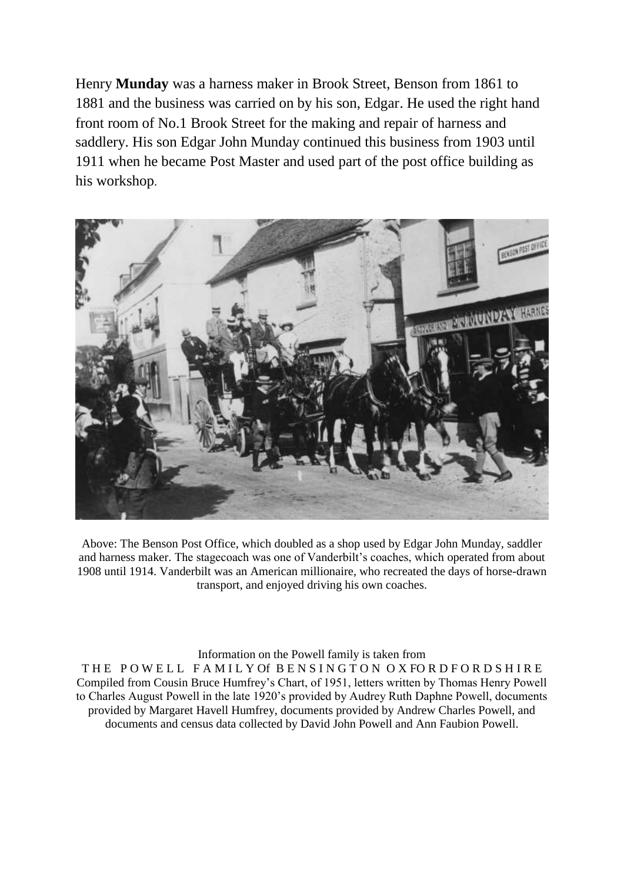Henry **Munday** was a harness maker in Brook Street, Benson from 1861 to 1881 and the business was carried on by his son, Edgar. He used the right hand front room of No.1 Brook Street for the making and repair of harness and saddlery. His son Edgar John Munday continued this business from 1903 until 1911 when he became Post Master and used part of the post office building as his workshop.

Above: The Benson Post Office, which doubled as a shop used by Edgar John Munday, saddler and harness maker. The stagecoach was one of Vanderbilt's coaches, which operated from about 1908 until 1914. Vanderbilt was an American millionaire, who recreated the days of horse-drawn transport, and enjoyed driving his own coaches.

Information on the Powell family is taken from

THE POWELL FAMILY Of BENSINGTON OXFORDFORDSHIRE

Compiled from Cousin Bruce Humfrey's Chart, of 1951, letters written by Thomas Henry Powell to Charles August Powell in the late 1920's provided by Audrey Ruth Daphne Powell, documents provided by Margaret Havell Humfrey, documents provided by Andrew Charles Powell, and documents and census data collected by David John Powell and Ann Faubion Powell.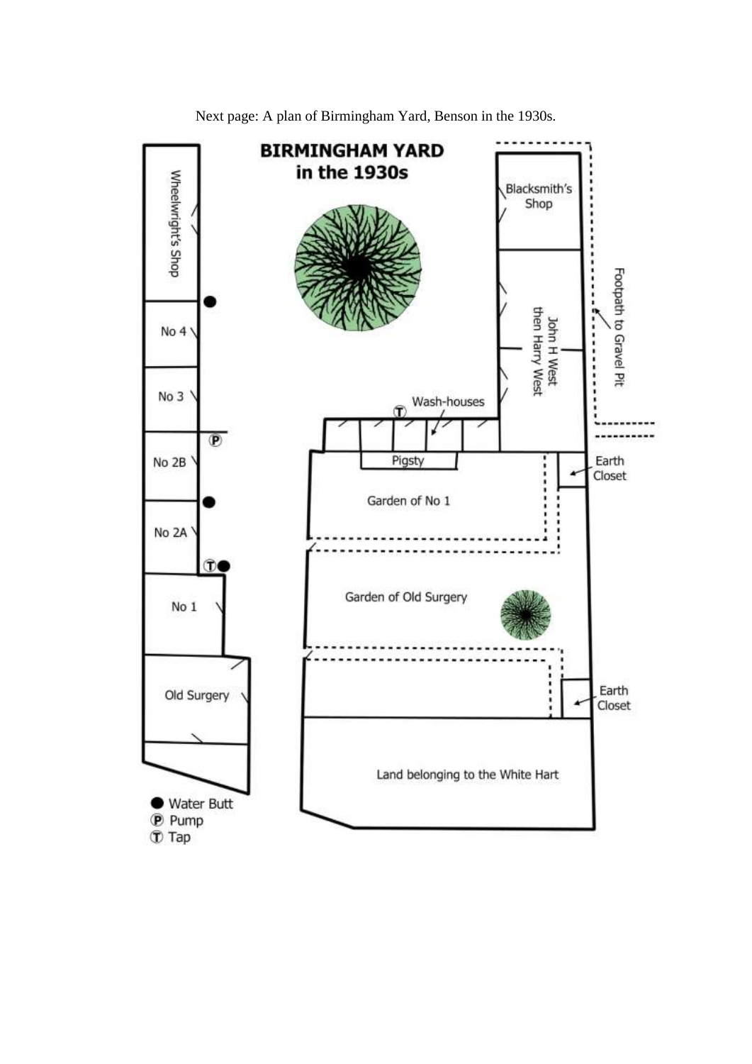Next page: A plan of Birmingham Yard, Benson in the 1930s.

BIRMINGHAM YARD
in the 1930s

Wheelwright's Shop

No 4

No 3

No 2B

No 2A

No 1

Old Surgery

Blacksmith's Shop

John H West then Harry West

Footpath to Gravel Pit

Wash-houses

Pigsty

Earth Closet

Garden of No 1

Garden of Old Surgery

Earth Closet

Land belonging to the White Hart

● Water Butt
Ⓟ Pump
Ⓣ Tap